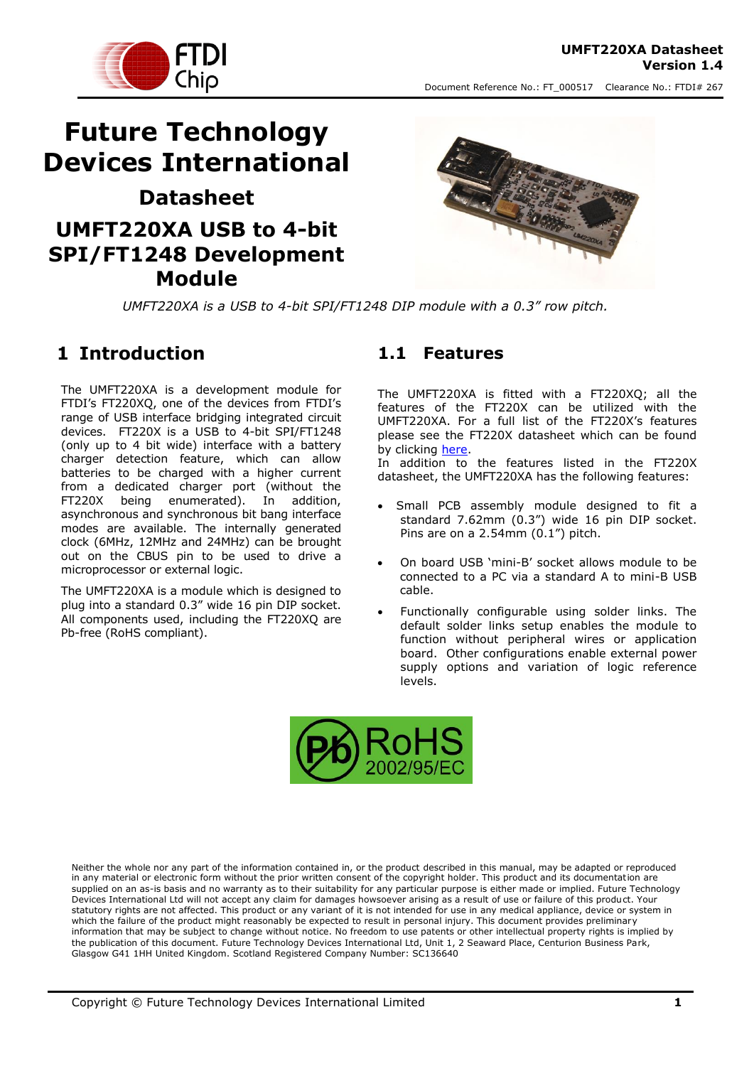# Future Technology Devices International

## Datasheet

## UMFT220XA USB to 4-bit SPI/FT1248 Development Module

*UMFT220XA is a USB to 4-bit SPI/FT1248 DIP module with a 0.3" row pitch.*

## 1 Introduction

The UMFT220XA is a development module for FTDI's FT220XQ, one of the devices from FTDI's range of USB interface bridging integrated circuit devices. FT220X is a USB to 4-bit SPI/FT1248 (only up to 4 bit wide) interface with a battery charger detection feature, which can allow batteries to be charged with a higher current from a dedicated charger port (without the FT220X being enumerated). In addition, asynchronous and synchronous bit bang interface modes are available. The internally generated clock (6MHz, 12MHz and 24MHz) can be brought out on the CBUS pin to be used to drive a microprocessor or external logic.

The UMFT220XA is a module which is designed to plug into a standard 0.3" wide 16 pin DIP socket. All components used, including the FT220XQ are Pb-free (RoHS compliant).

### 1.1 Features

The UMFT220XA is fitted with a FT220XQ; all the features of the FT220X can be utilized with the UMFT220XA. For a full list of the FT220X's features please see the FT220X datasheet which can be found by clicking here.

In addition to the features listed in the FT220X datasheet, the UMFT220XA has the following features:

- Small PCB assembly module designed to fit a standard 7.62mm (0.3") wide 16 pin DIP socket. Pins are on a 2.54mm (0.1") pitch.
- On board USB 'mini-B' socket allows module to be connected to a PC via a standard A to mini-B USB cable.
- Functionally configurable using solder links. The default solder links setup enables the module to function without peripheral wires or application board. Other configurations enable external power supply options and variation of logic reference levels.

Neither the whole nor any part of the information contained in, or the product described in this manual, may be adapted or reproduced in any material or electronic form without the prior written consent of the copyright holder. This product and its documentation are supplied on an as-is basis and no warranty as to their suitability for any particular purpose is either made or implied. Future Technology Devices International Ltd will not accept any claim for damages howsoever arising as a result of use or failure of this product. Your statutory rights are not affected. This product or any variant of it is not intended for use in any medical appliance, device or system in which the failure of the product might reasonably be expected to result in personal injury. This document provides preliminary information that may be subject to change without notice. No freedom to use patents or other intellectual property rights is implied by the publication of this document. Future Technology Devices International Ltd, Unit 1, 2 Seaward Place, Centurion Business Park, Glasgow G41 1HH United Kingdom. Scotland Registered Company Number: SC136640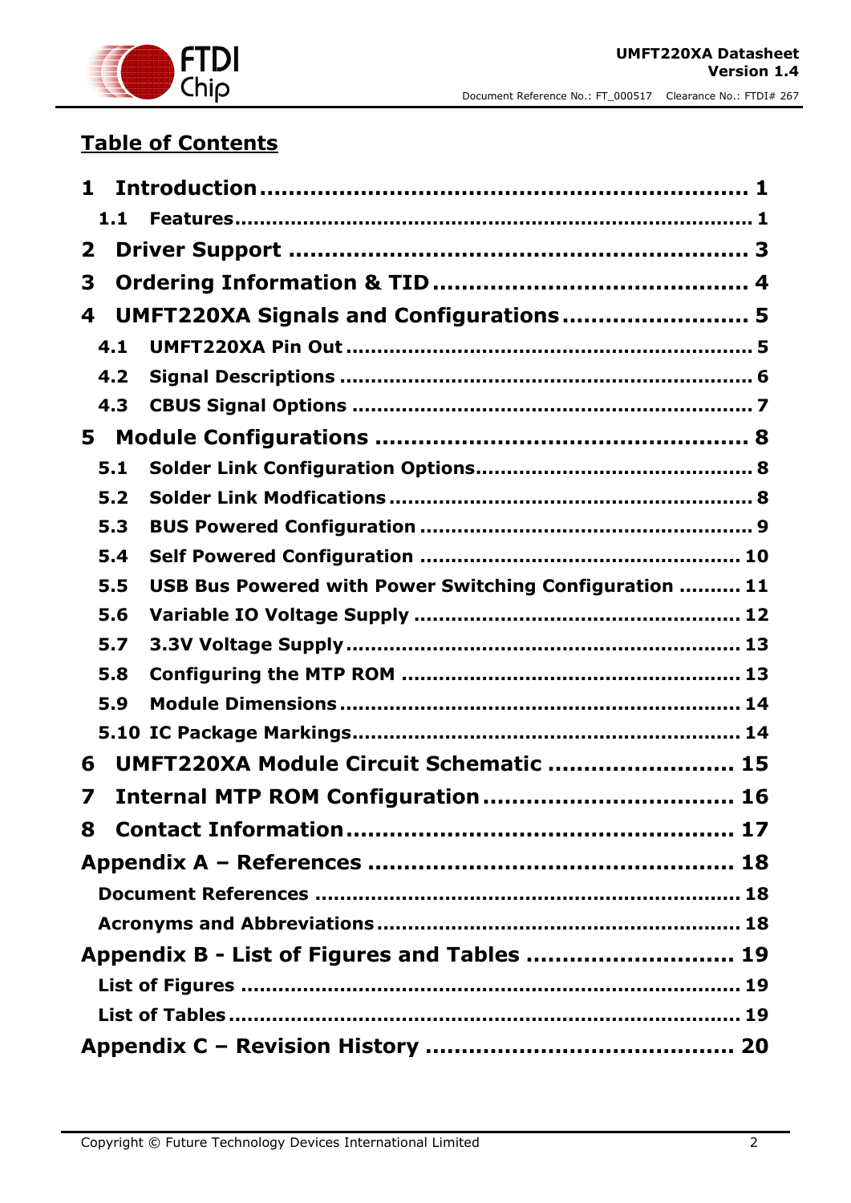# Table of Contents

1 Introduction .................................................. 1

  1.1 Features .................................................. 1

2 Driver Support .................................................. 3

3 Ordering Information & TID .................................................. 4

4 UMFT220XA Signals and Configurations .................................................. 5

  4.1 UMFT220XA Pin Out .................................................. 5

  4.2 Signal Descriptions .................................................. 6

  4.3 CBUS Signal Options .................................................. 7

5 Module Configurations .................................................. 8

  5.1 Solder Link Configuration Options .................................................. 8

  5.2 Solder Link Modfications .................................................. 8

  5.3 BUS Powered Configuration .................................................. 9

  5.4 Self Powered Configuration .................................................. 10

  5.5 USB Bus Powered with Power Switching Configuration .................................................. 11

  5.6 Variable IO Voltage Supply .................................................. 12

  5.7 3.3V Voltage Supply .................................................. 13

  5.8 Configuring the MTP ROM .................................................. 13

  5.9 Module Dimensions .................................................. 14

  5.10 IC Package Markings .................................................. 14

6 UMFT220XA Module Circuit Schematic .................................................. 15

7 Internal MTP ROM Configuration .................................................. 16

8 Contact Information .................................................. 17

Appendix A – References .................................................. 18

  Document References .................................................. 18

  Acronyms and Abbreviations .................................................. 18

Appendix B - List of Figures and Tables .................................................. 19

  List of Figures .................................................. 19

  List of Tables .................................................. 19

Appendix C – Revision History .................................................. 20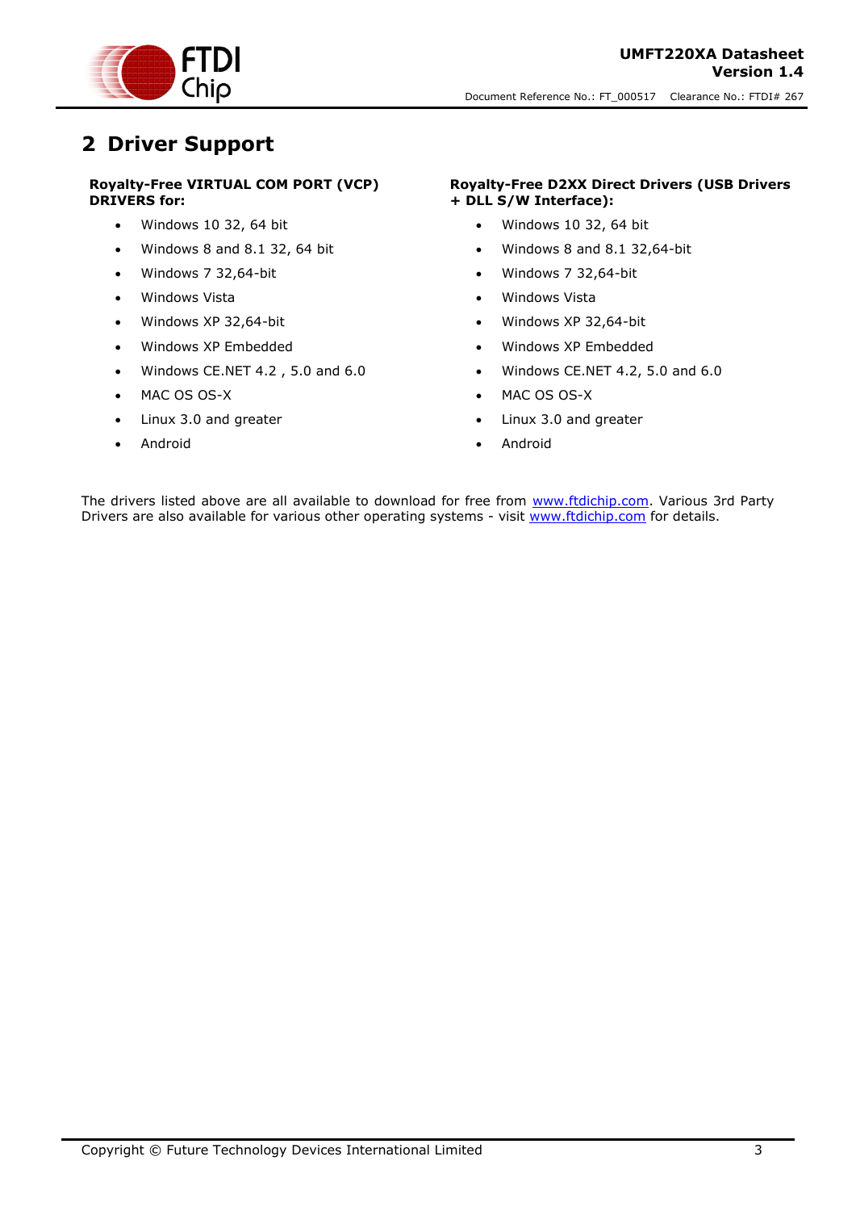# 2 Driver Support

**Royalty-Free VIRTUAL COM PORT (VCP) DRIVERS for:**

- Windows 10 32, 64 bit
- Windows 8 and 8.1 32, 64 bit
- Windows 7 32,64-bit
- Windows Vista
- Windows XP 32,64-bit
- Windows XP Embedded
- Windows CE.NET 4.2 , 5.0 and 6.0
- MAC OS OS-X
- Linux 3.0 and greater
- Android

**Royalty-Free D2XX Direct Drivers (USB Drivers + DLL S/W Interface):**

- Windows 10 32, 64 bit
- Windows 8 and 8.1 32,64-bit
- Windows 7 32,64-bit
- Windows Vista
- Windows XP 32,64-bit
- Windows XP Embedded
- Windows CE.NET 4.2, 5.0 and 6.0
- MAC OS OS-X
- Linux 3.0 and greater
- Android

The drivers listed above are all available to download for free from www.ftdichip.com. Various 3rd Party Drivers are also available for various other operating systems - visit www.ftdichip.com for details.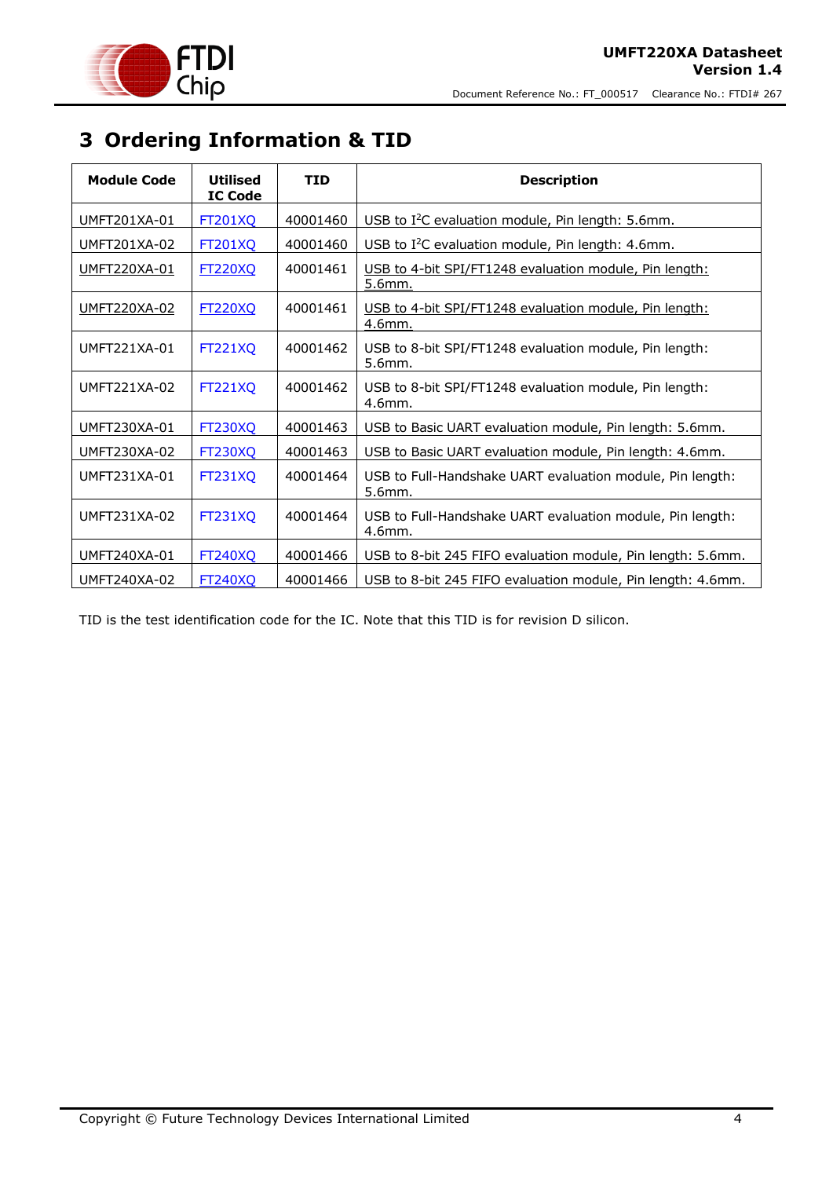# 3 Ordering Information & TID

| Module Code | Utilised IC Code | TID | Description |
|---|---|---|---|
| UMFT201XA-01 | FT201XQ | 40001460 | USB to I$^2$C evaluation module, Pin length: 5.6mm. |
| UMFT201XA-02 | FT201XQ | 40001460 | USB to I$^2$C evaluation module, Pin length: 4.6mm. |
| UMFT220XA-01 | FT220XQ | 40001461 | USB to 4-bit SPI/FT1248 evaluation module, Pin length: 5.6mm. |
| UMFT220XA-02 | FT220XQ | 40001461 | USB to 4-bit SPI/FT1248 evaluation module, Pin length: 4.6mm. |
| UMFT221XA-01 | FT221XQ | 40001462 | USB to 8-bit SPI/FT1248 evaluation module, Pin length: 5.6mm. |
| UMFT221XA-02 | FT221XQ | 40001462 | USB to 8-bit SPI/FT1248 evaluation module, Pin length: 4.6mm. |
| UMFT230XA-01 | FT230XQ | 40001463 | USB to Basic UART evaluation module, Pin length: 5.6mm. |
| UMFT230XA-02 | FT230XQ | 40001463 | USB to Basic UART evaluation module, Pin length: 4.6mm. |
| UMFT231XA-01 | FT231XQ | 40001464 | USB to Full-Handshake UART evaluation module, Pin length: 5.6mm. |
| UMFT231XA-02 | FT231XQ | 40001464 | USB to Full-Handshake UART evaluation module, Pin length: 4.6mm. |
| UMFT240XA-01 | FT240XQ | 40001466 | USB to 8-bit 245 FIFO evaluation module, Pin length: 5.6mm. |
| UMFT240XA-02 | FT240XQ | 40001466 | USB to 8-bit 245 FIFO evaluation module, Pin length: 4.6mm. |

TID is the test identification code for the IC. Note that this TID is for revision D silicon.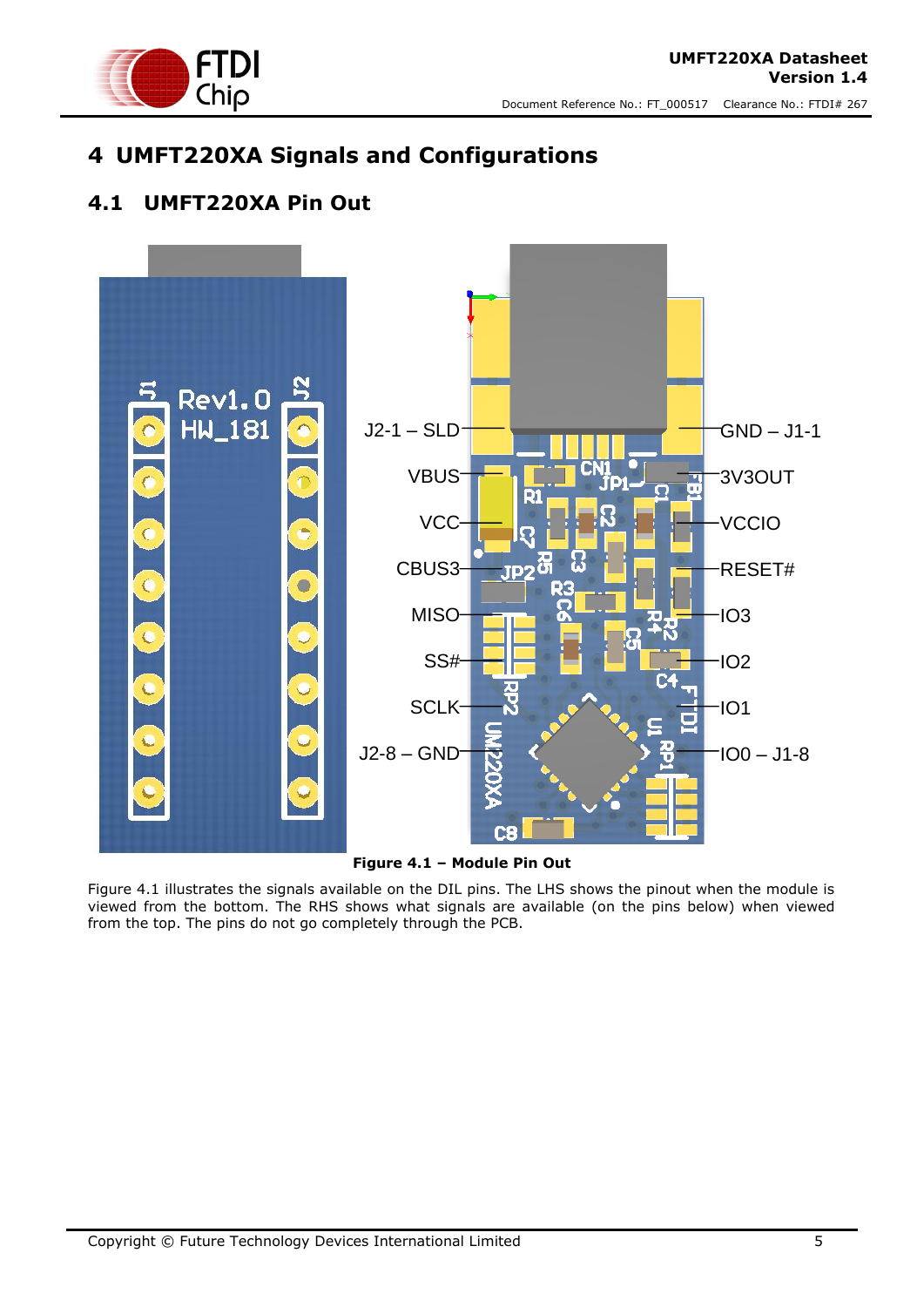# 4 UMFT220XA Signals and Configurations

## 4.1 UMFT220XA Pin Out

**Figure 4.1 – Module Pin Out**

Figure 4.1 illustrates the signals available on the DIL pins. The LHS shows the pinout when the module is viewed from the bottom. The RHS shows what signals are available (on the pins below) when viewed from the top. The pins do not go completely through the PCB.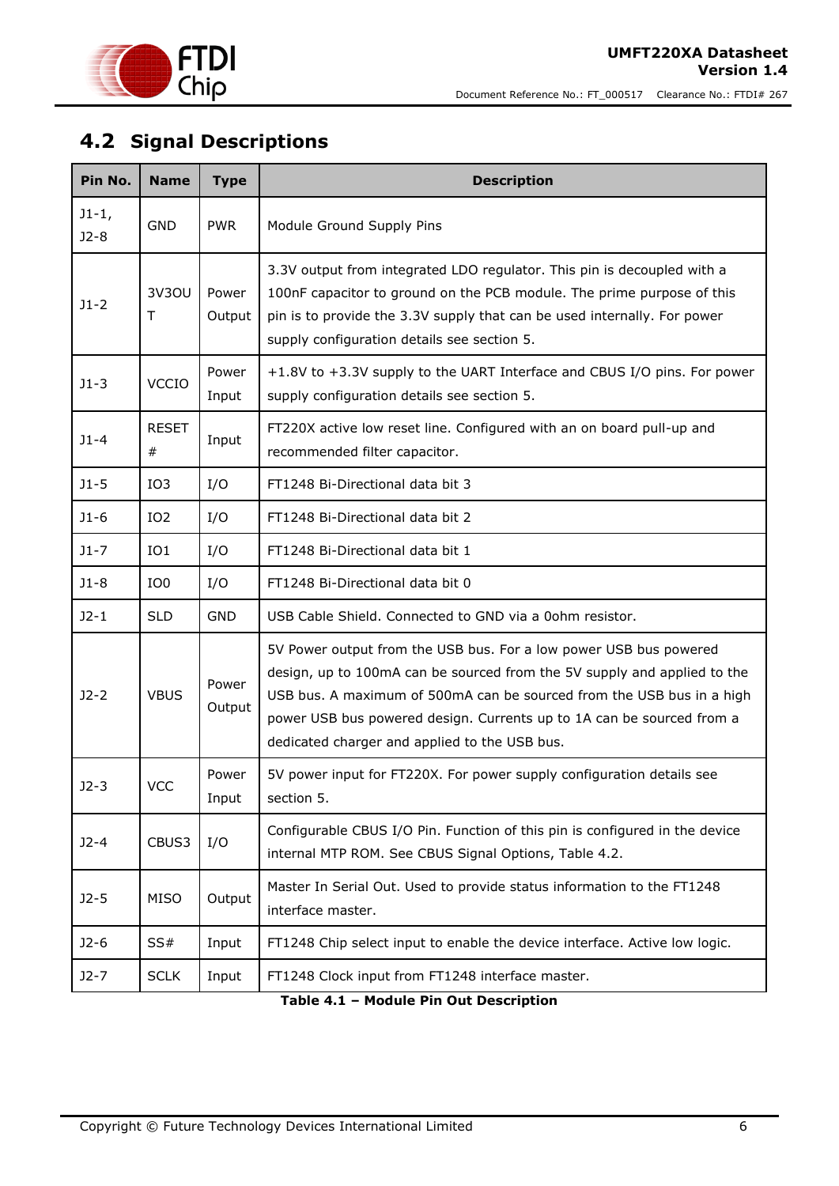## 4.2 Signal Descriptions

| Pin No. | Name | Type | Description |
|---|---|---|---|
| J1-1, J2-8 | GND | PWR | Module Ground Supply Pins |
| J1-2 | 3V3OUT | Power Output | 3.3V output from integrated LDO regulator. This pin is decoupled with a 100nF capacitor to ground on the PCB module. The prime purpose of this pin is to provide the 3.3V supply that can be used internally. For power supply configuration details see section 5. |
| J1-3 | VCCIO | Power Input | +1.8V to +3.3V supply to the UART Interface and CBUS I/O pins. For power supply configuration details see section 5. |
| J1-4 | RESET# | Input | FT220X active low reset line. Configured with an on board pull-up and recommended filter capacitor. |
| J1-5 | IO3 | I/O | FT1248 Bi-Directional data bit 3 |
| J1-6 | IO2 | I/O | FT1248 Bi-Directional data bit 2 |
| J1-7 | IO1 | I/O | FT1248 Bi-Directional data bit 1 |
| J1-8 | IO0 | I/O | FT1248 Bi-Directional data bit 0 |
| J2-1 | SLD | GND | USB Cable Shield. Connected to GND via a 0ohm resistor. |
| J2-2 | VBUS | Power Output | 5V Power output from the USB bus. For a low power USB bus powered design, up to 100mA can be sourced from the 5V supply and applied to the USB bus. A maximum of 500mA can be sourced from the USB bus in a high power USB bus powered design. Currents up to 1A can be sourced from a dedicated charger and applied to the USB bus. |
| J2-3 | VCC | Power Input | 5V power input for FT220X. For power supply configuration details see section 5. |
| J2-4 | CBUS3 | I/O | Configurable CBUS I/O Pin. Function of this pin is configured in the device internal MTP ROM. See CBUS Signal Options, Table 4.2. |
| J2-5 | MISO | Output | Master In Serial Out. Used to provide status information to the FT1248 interface master. |
| J2-6 | SS# | Input | FT1248 Chip select input to enable the device interface. Active low logic. |
| J2-7 | SCLK | Input | FT1248 Clock input from FT1248 interface master. |

**Table 4.1 – Module Pin Out Description**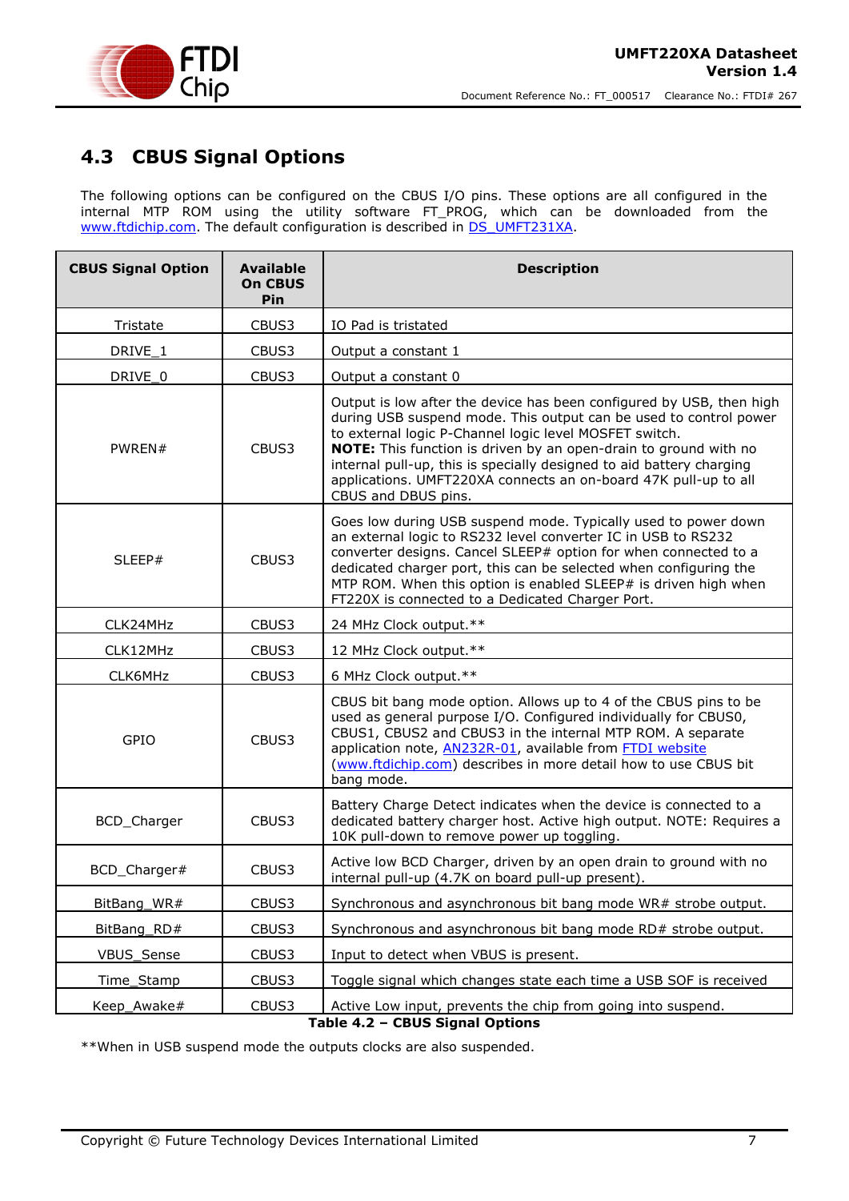## 4.3 CBUS Signal Options

The following options can be configured on the CBUS I/O pins. These options are all configured in the internal MTP ROM using the utility software FT_PROG, which can be downloaded from the www.ftdichip.com. The default configuration is described in DS_UMFT231XA.

| CBUS Signal Option | Available On CBUS Pin | Description |
|---|---|---|
| Tristate | CBUS3 | IO Pad is tristated |
| DRIVE_1 | CBUS3 | Output a constant 1 |
| DRIVE_0 | CBUS3 | Output a constant 0 |
| PWREN# | CBUS3 | Output is low after the device has been configured by USB, then high during USB suspend mode. This output can be used to control power to external logic P-Channel logic level MOSFET switch. **NOTE:** This function is driven by an open-drain to ground with no internal pull-up, this is specially designed to aid battery charging applications. UMFT220XA connects an on-board 47K pull-up to all CBUS and DBUS pins. |
| SLEEP# | CBUS3 | Goes low during USB suspend mode. Typically used to power down an external logic to RS232 level converter IC in USB to RS232 converter designs. Cancel SLEEP# option for when connected to a dedicated charger port, this can be selected when configuring the MTP ROM. When this option is enabled SLEEP# is driven high when FT220X is connected to a Dedicated Charger Port. |
| CLK24MHz | CBUS3 | 24 MHz Clock output.** |
| CLK12MHz | CBUS3 | 12 MHz Clock output.** |
| CLK6MHz | CBUS3 | 6 MHz Clock output.** |
| GPIO | CBUS3 | CBUS bit bang mode option. Allows up to 4 of the CBUS pins to be used as general purpose I/O. Configured individually for CBUS0, CBUS1, CBUS2 and CBUS3 in the internal MTP ROM. A separate application note, AN232R-01, available from FTDI website (www.ftdichip.com) describes in more detail how to use CBUS bit bang mode. |
| BCD_Charger | CBUS3 | Battery Charge Detect indicates when the device is connected to a dedicated battery charger host. Active high output. NOTE: Requires a 10K pull-down to remove power up toggling. |
| BCD_Charger# | CBUS3 | Active low BCD Charger, driven by an open drain to ground with no internal pull-up (4.7K on board pull-up present). |
| BitBang_WR# | CBUS3 | Synchronous and asynchronous bit bang mode WR# strobe output. |
| BitBang_RD# | CBUS3 | Synchronous and asynchronous bit bang mode RD# strobe output. |
| VBUS_Sense | CBUS3 | Input to detect when VBUS is present. |
| Time_Stamp | CBUS3 | Toggle signal which changes state each time a USB SOF is received |
| Keep_Awake# | CBUS3 | Active Low input, prevents the chip from going into suspend. |

**Table 4.2 – CBUS Signal Options**

**When in USB suspend mode the outputs clocks are also suspended.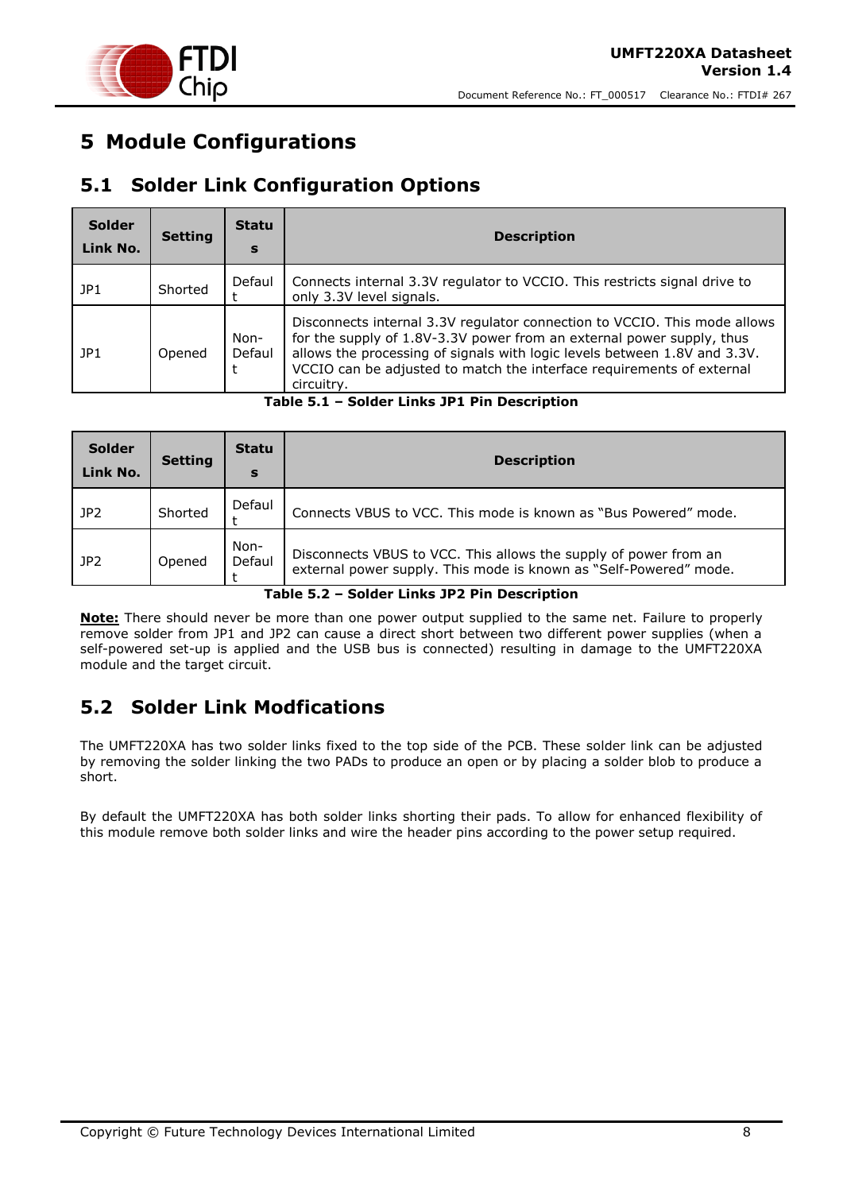# 5 Module Configurations

## 5.1 Solder Link Configuration Options

| Solder Link No. | Setting | Status | Description |
|---|---|---|---|
| JP1 | Shorted | Default | Connects internal 3.3V regulator to VCCIO. This restricts signal drive to only 3.3V level signals. |
| JP1 | Opened | Non-Default | Disconnects internal 3.3V regulator connection to VCCIO. This mode allows for the supply of 1.8V-3.3V power from an external power supply, thus allows the processing of signals with logic levels between 1.8V and 3.3V. VCCIO can be adjusted to match the interface requirements of external circuitry. |

**Table 5.1 – Solder Links JP1 Pin Description**

| Solder Link No. | Setting | Status | Description |
|---|---|---|---|
| JP2 | Shorted | Default | Connects VBUS to VCC. This mode is known as "Bus Powered" mode. |
| JP2 | Opened | Non-Default | Disconnects VBUS to VCC. This allows the supply of power from an external power supply. This mode is known as "Self-Powered" mode. |

**Table 5.2 – Solder Links JP2 Pin Description**

**Note:** There should never be more than one power output supplied to the same net. Failure to properly remove solder from JP1 and JP2 can cause a direct short between two different power supplies (when a self-powered set-up is applied and the USB bus is connected) resulting in damage to the UMFT220XA module and the target circuit.

## 5.2 Solder Link Modfications

The UMFT220XA has two solder links fixed to the top side of the PCB. These solder link can be adjusted by removing the solder linking the two PADs to produce an open or by placing a solder blob to produce a short.

By default the UMFT220XA has both solder links shorting their pads. To allow for enhanced flexibility of this module remove both solder links and wire the header pins according to the power setup required.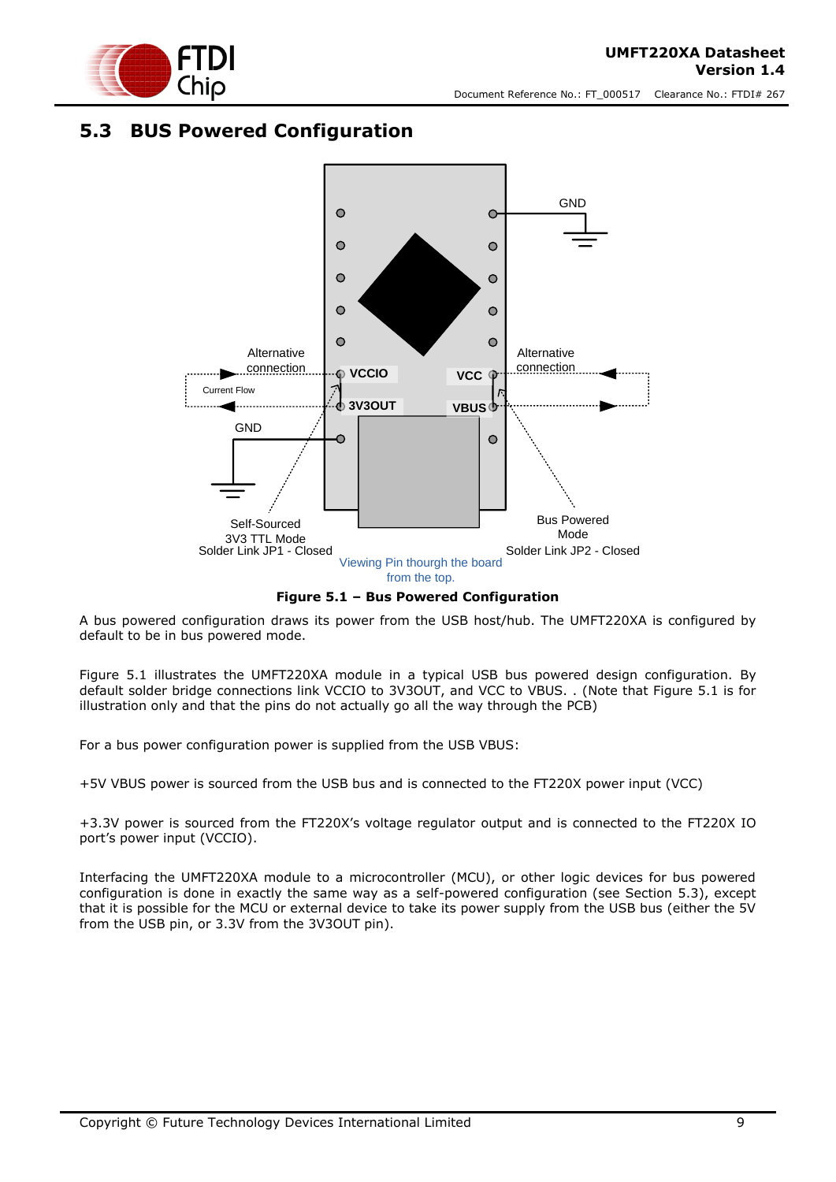## 5.3 BUS Powered Configuration

**Figure 5.1 – Bus Powered Configuration**

A bus powered configuration draws its power from the USB host/hub. The UMFT220XA is configured by default to be in bus powered mode.

Figure 5.1 illustrates the UMFT220XA module in a typical USB bus powered design configuration. By default solder bridge connections link VCCIO to 3V3OUT, and VCC to VBUS. . (Note that Figure 5.1 is for illustration only and that the pins do not actually go all the way through the PCB)

For a bus power configuration power is supplied from the USB VBUS:

+5V VBUS power is sourced from the USB bus and is connected to the FT220X power input (VCC)

+3.3V power is sourced from the FT220X's voltage regulator output and is connected to the FT220X IO port's power input (VCCIO).

Interfacing the UMFT220XA module to a microcontroller (MCU), or other logic devices for bus powered configuration is done in exactly the same way as a self-powered configuration (see Section 5.3), except that it is possible for the MCU or external device to take its power supply from the USB bus (either the 5V from the USB pin, or 3.3V from the 3V3OUT pin).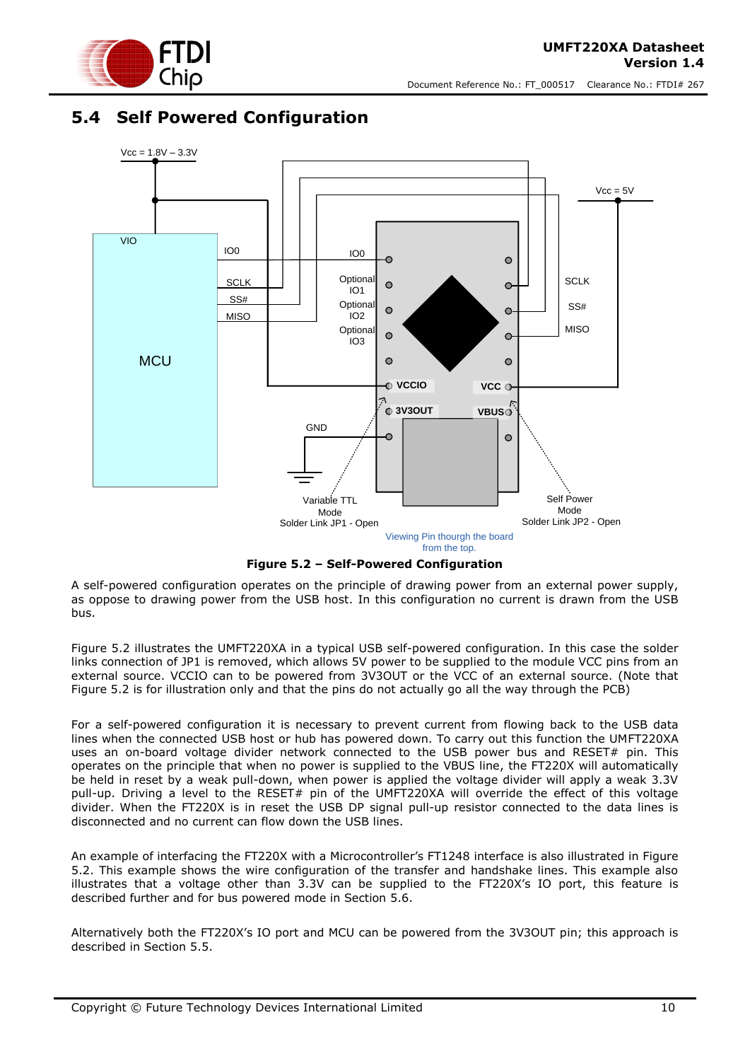## 5.4 Self Powered Configuration

**Figure 5.2 – Self-Powered Configuration**

A self-powered configuration operates on the principle of drawing power from an external power supply, as oppose to drawing power from the USB host. In this configuration no current is drawn from the USB bus.

Figure 5.2 illustrates the UMFT220XA in a typical USB self-powered configuration. In this case the solder links connection of JP1 is removed, which allows 5V power to be supplied to the module VCC pins from an external source. VCCIO can to be powered from 3V3OUT or the VCC of an external source. (Note that Figure 5.2 is for illustration only and that the pins do not actually go all the way through the PCB)

For a self-powered configuration it is necessary to prevent current from flowing back to the USB data lines when the connected USB host or hub has powered down. To carry out this function the UMFT220XA uses an on-board voltage divider network connected to the USB power bus and RESET# pin. This operates on the principle that when no power is supplied to the VBUS line, the FT220X will automatically be held in reset by a weak pull-down, when power is applied the voltage divider will apply a weak 3.3V pull-up. Driving a level to the RESET# pin of the UMFT220XA will override the effect of this voltage divider. When the FT220X is in reset the USB DP signal pull-up resistor connected to the data lines is disconnected and no current can flow down the USB lines.

An example of interfacing the FT220X with a Microcontroller's FT1248 interface is also illustrated in Figure 5.2. This example shows the wire configuration of the transfer and handshake lines. This example also illustrates that a voltage other than 3.3V can be supplied to the FT220X's IO port, this feature is described further and for bus powered mode in Section 5.6.

Alternatively both the FT220X's IO port and MCU can be powered from the 3V3OUT pin; this approach is described in Section 5.5.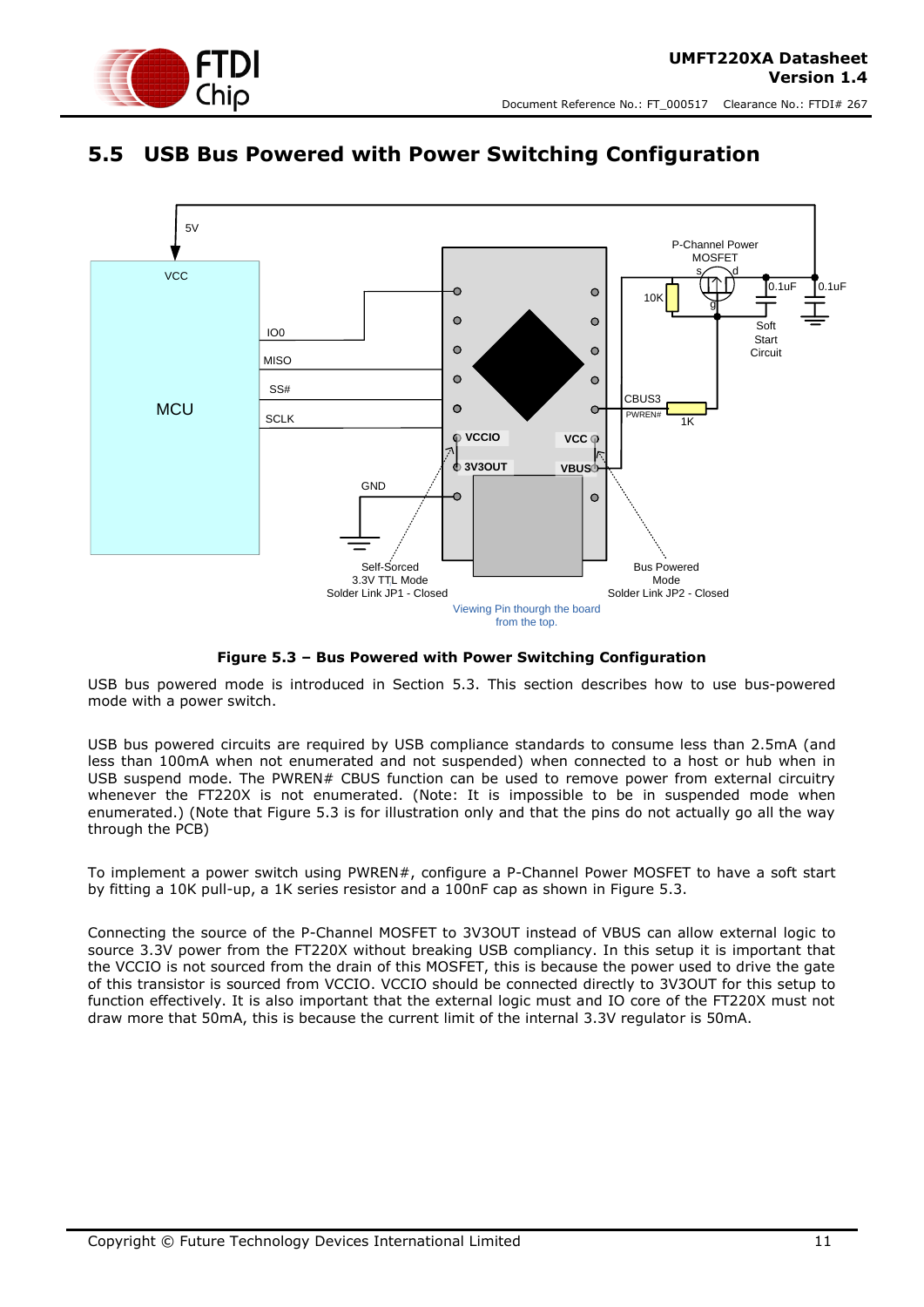## 5.5 USB Bus Powered with Power Switching Configuration

**Figure 5.3 – Bus Powered with Power Switching Configuration**

USB bus powered mode is introduced in Section 5.3. This section describes how to use bus-powered mode with a power switch.

USB bus powered circuits are required by USB compliance standards to consume less than 2.5mA (and less than 100mA when not enumerated and not suspended) when connected to a host or hub when in USB suspend mode. The PWREN# CBUS function can be used to remove power from external circuitry whenever the FT220X is not enumerated. (Note: It is impossible to be in suspended mode when enumerated.) (Note that Figure 5.3 is for illustration only and that the pins do not actually go all the way through the PCB)

To implement a power switch using PWREN#, configure a P-Channel Power MOSFET to have a soft start by fitting a 10K pull-up, a 1K series resistor and a 100nF cap as shown in Figure 5.3.

Connecting the source of the P-Channel MOSFET to 3V3OUT instead of VBUS can allow external logic to source 3.3V power from the FT220X without breaking USB compliancy. In this setup it is important that the VCCIO is not sourced from the drain of this MOSFET, this is because the power used to drive the gate of this transistor is sourced from VCCIO. VCCIO should be connected directly to 3V3OUT for this setup to function effectively. It is also important that the external logic must and IO core of the FT220X must not draw more that 50mA, this is because the current limit of the internal 3.3V regulator is 50mA.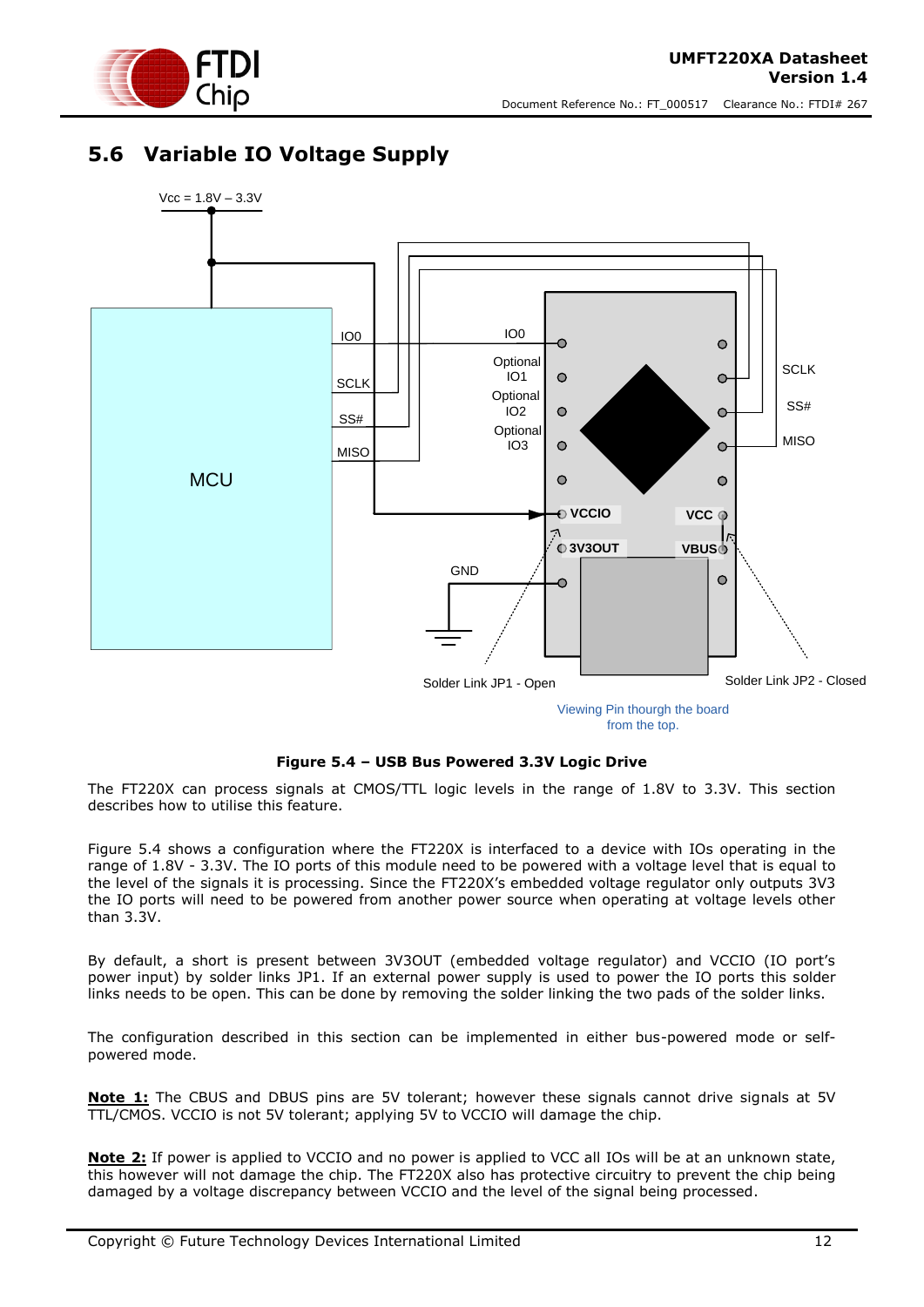## 5.6 Variable IO Voltage Supply

**Figure 5.4 – USB Bus Powered 3.3V Logic Drive**

The FT220X can process signals at CMOS/TTL logic levels in the range of 1.8V to 3.3V. This section describes how to utilise this feature.

Figure 5.4 shows a configuration where the FT220X is interfaced to a device with IOs operating in the range of 1.8V - 3.3V. The IO ports of this module need to be powered with a voltage level that is equal to the level of the signals it is processing. Since the FT220X's embedded voltage regulator only outputs 3V3 the IO ports will need to be powered from another power source when operating at voltage levels other than 3.3V.

By default, a short is present between 3V3OUT (embedded voltage regulator) and VCCIO (IO port's power input) by solder links JP1. If an external power supply is used to power the IO ports this solder links needs to be open. This can be done by removing the solder linking the two pads of the solder links.

The configuration described in this section can be implemented in either bus-powered mode or self-powered mode.

**Note 1:** The CBUS and DBUS pins are 5V tolerant; however these signals cannot drive signals at 5V TTL/CMOS. VCCIO is not 5V tolerant; applying 5V to VCCIO will damage the chip.

**Note 2:** If power is applied to VCCIO and no power is applied to VCC all IOs will be at an unknown state, this however will not damage the chip. The FT220X also has protective circuitry to prevent the chip being damaged by a voltage discrepancy between VCCIO and the level of the signal being processed.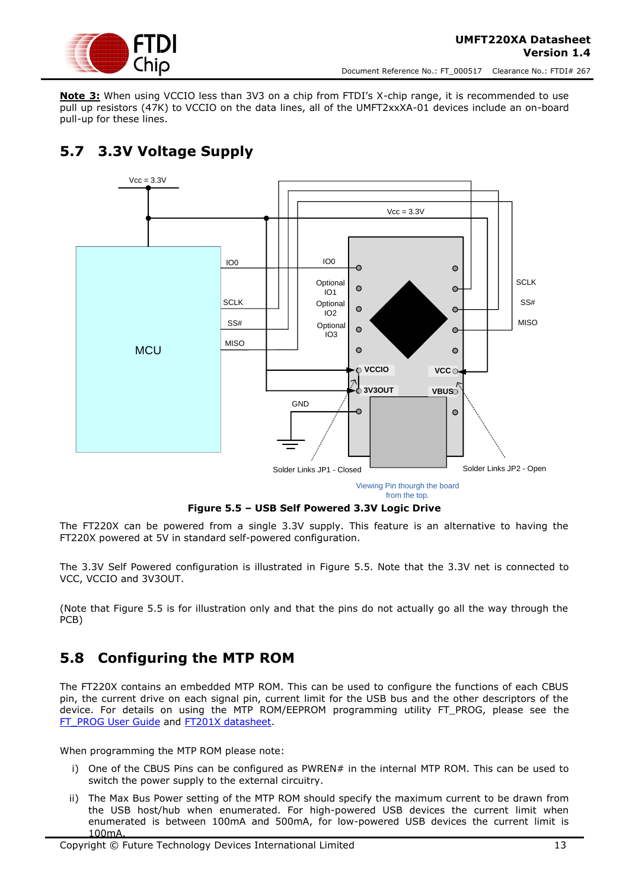**Note 3:** When using VCCIO less than 3V3 on a chip from FTDI's X-chip range, it is recommended to use pull up resistors (47K) to VCCIO on the data lines, all of the UMFT2xxXA-01 devices include an on-board pull-up for these lines.

## 5.7 3.3V Voltage Supply

**Figure 5.5 – USB Self Powered 3.3V Logic Drive**

The FT220X can be powered from a single 3.3V supply. This feature is an alternative to having the FT220X powered at 5V in standard self-powered configuration.

The 3.3V Self Powered configuration is illustrated in Figure 5.5. Note that the 3.3V net is connected to VCC, VCCIO and 3V3OUT.

(Note that Figure 5.5 is for illustration only and that the pins do not actually go all the way through the PCB)

## 5.8 Configuring the MTP ROM

The FT220X contains an embedded MTP ROM. This can be used to configure the functions of each CBUS pin, the current drive on each signal pin, current limit for the USB bus and the other descriptors of the device. For details on using the MTP ROM/EEPROM programming utility FT_PROG, please see the FT_PROG User Guide and FT201X datasheet.

When programming the MTP ROM please note:

i) One of the CBUS Pins can be configured as PWREN# in the internal MTP ROM. This can be used to switch the power supply to the external circuitry.

ii) The Max Bus Power setting of the MTP ROM should specify the maximum current to be drawn from the USB host/hub when enumerated. For high-powered USB devices the current limit when enumerated is between 100mA and 500mA, for low-powered USB devices the current limit is 100mA.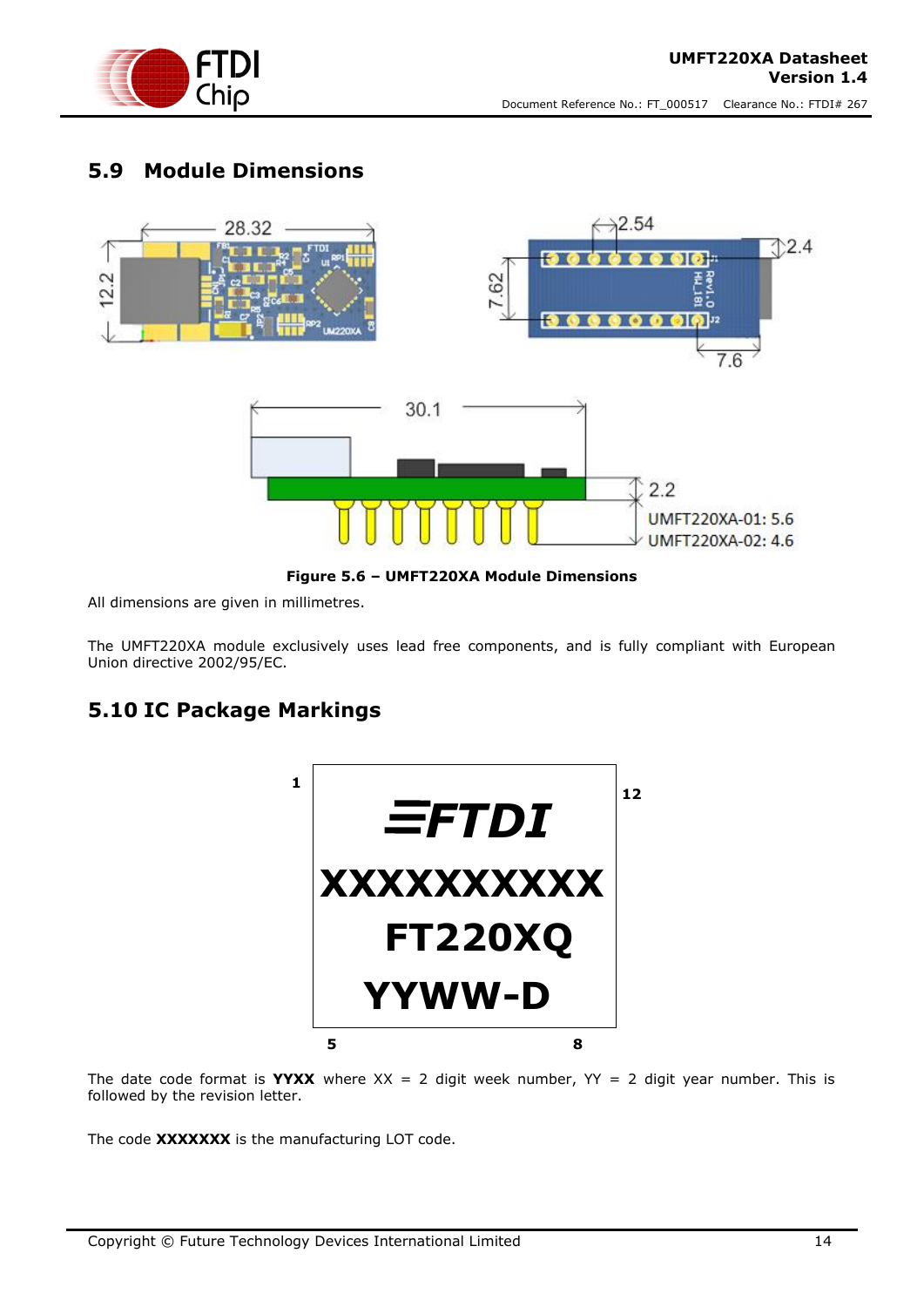## 5.9 Module Dimensions

Figure 5.6 – UMFT220XA Module Dimensions

All dimensions are given in millimetres.

The UMFT220XA module exclusively uses lead free components, and is fully compliant with European Union directive 2002/95/EC.

## 5.10 IC Package Markings

The date code format is **YYXX** where XX = 2 digit week number, YY = 2 digit year number. This is followed by the revision letter.

The code **XXXXXXX** is the manufacturing LOT code.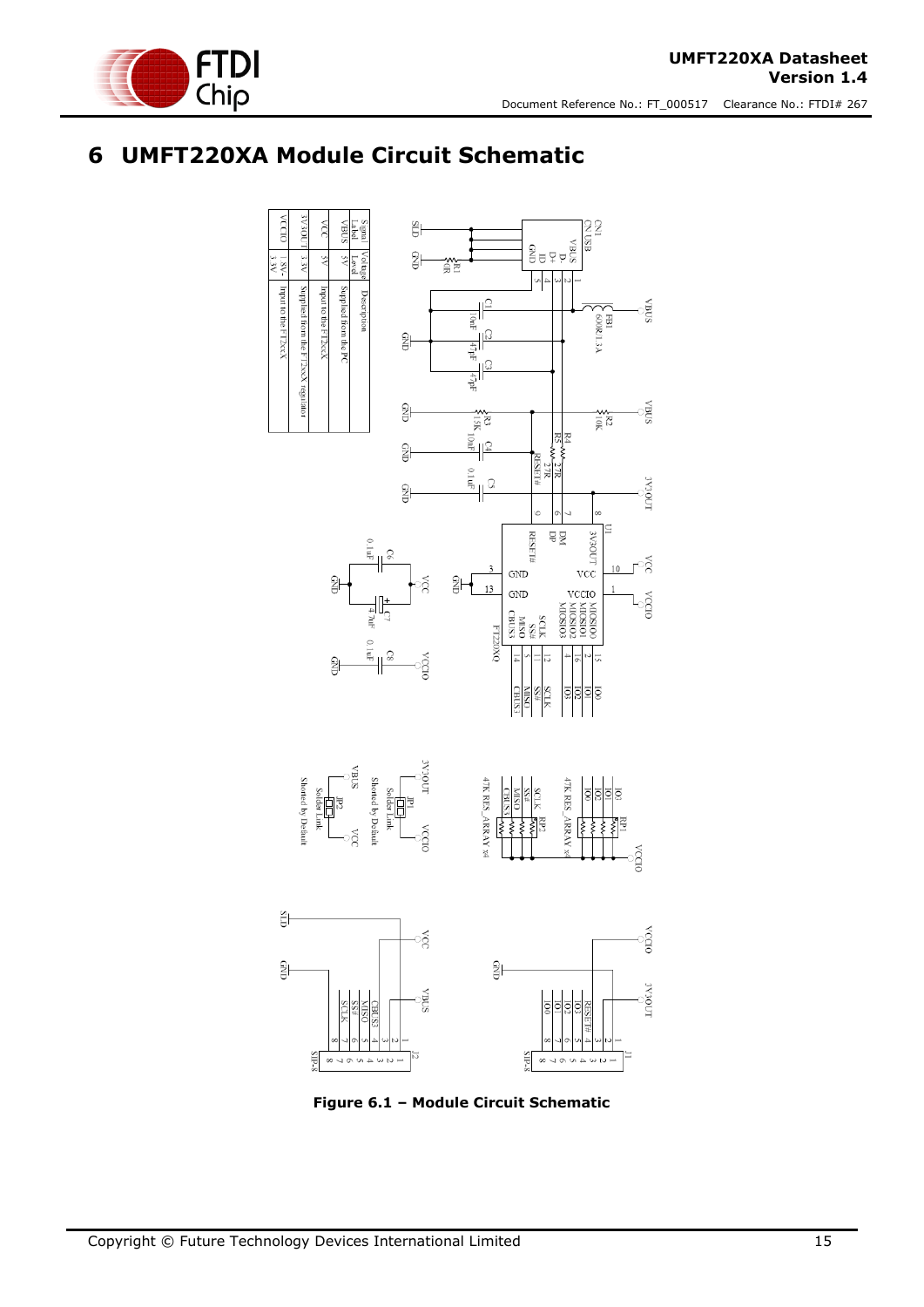# 6 UMFT220XA Module Circuit Schematic

| Signal Label | Voltage Level | Description |
| --- | --- | --- |
| VBUS | 5V | Supplied from the PC |
| VCC | 5V | Input to the FT2xxX |
| 3V3OUT | 3.3V | Supplied from the FT2xxX regulator |
| VCCIO | 1.8V-3.3V | Input to the FT2xxX |

**Figure 6.1 – Module Circuit Schematic**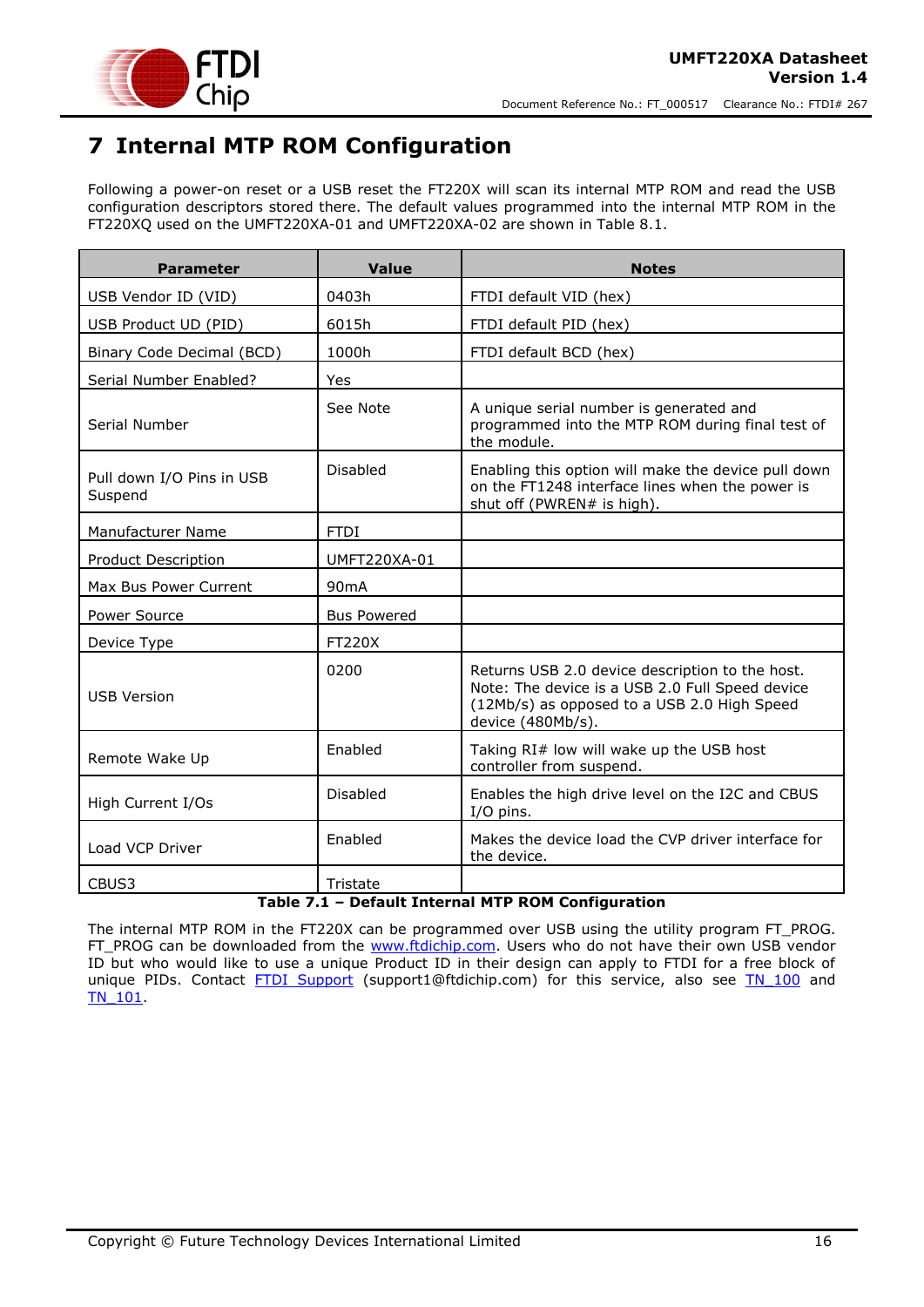# 7 Internal MTP ROM Configuration

Following a power-on reset or a USB reset the FT220X will scan its internal MTP ROM and read the USB configuration descriptors stored there. The default values programmed into the internal MTP ROM in the FT220XQ used on the UMFT220XA-01 and UMFT220XA-02 are shown in Table 8.1.

| Parameter | Value | Notes |
|---|---|---|
| USB Vendor ID (VID) | 0403h | FTDI default VID (hex) |
| USB Product UD (PID) | 6015h | FTDI default PID (hex) |
| Binary Code Decimal (BCD) | 1000h | FTDI default BCD (hex) |
| Serial Number Enabled? | Yes | |
| Serial Number | See Note | A unique serial number is generated and programmed into the MTP ROM during final test of the module. |
| Pull down I/O Pins in USB Suspend | Disabled | Enabling this option will make the device pull down on the FT1248 interface lines when the power is shut off (PWREN# is high). |
| Manufacturer Name | FTDI | |
| Product Description | UMFT220XA-01 | |
| Max Bus Power Current | 90mA | |
| Power Source | Bus Powered | |
| Device Type | FT220X | |
| USB Version | 0200 | Returns USB 2.0 device description to the host. Note: The device is a USB 2.0 Full Speed device (12Mb/s) as opposed to a USB 2.0 High Speed device (480Mb/s). |
| Remote Wake Up | Enabled | Taking RI# low will wake up the USB host controller from suspend. |
| High Current I/Os | Disabled | Enables the high drive level on the I2C and CBUS I/O pins. |
| Load VCP Driver | Enabled | Makes the device load the CVP driver interface for the device. |
| CBUS3 | Tristate | |

**Table 7.1 – Default Internal MTP ROM Configuration**

The internal MTP ROM in the FT220X can be programmed over USB using the utility program FT_PROG. FT_PROG can be downloaded from the www.ftdichip.com. Users who do not have their own USB vendor ID but who would like to use a unique Product ID in their design can apply to FTDI for a free block of unique PIDs. Contact FTDI Support (support1@ftdichip.com) for this service, also see TN_100 and TN_101.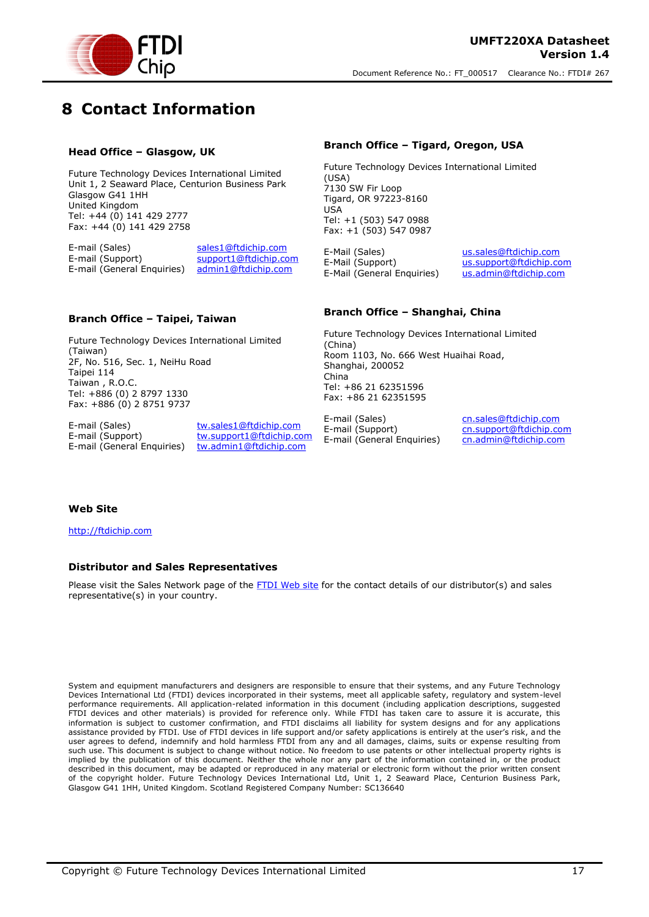# 8 Contact Information

### Head Office – Glasgow, UK

Future Technology Devices International Limited
Unit 1, 2 Seaward Place, Centurion Business Park
Glasgow G41 1HH
United Kingdom
Tel: +44 (0) 141 429 2777
Fax: +44 (0) 141 429 2758

| | |
|---|---|
| E-mail (Sales) | sales1@ftdichip.com |
| E-mail (Support) | support1@ftdichip.com |
| E-mail (General Enquiries) | admin1@ftdichip.com |

### Branch Office – Tigard, Oregon, USA

Future Technology Devices International Limited (USA)
7130 SW Fir Loop
Tigard, OR 97223-8160
USA
Tel: +1 (503) 547 0988
Fax: +1 (503) 547 0987

| | |
|---|---|
| E-Mail (Sales) | us.sales@ftdichip.com |
| E-Mail (Support) | us.support@ftdichip.com |
| E-Mail (General Enquiries) | us.admin@ftdichip.com |

### Branch Office – Taipei, Taiwan

Future Technology Devices International Limited (Taiwan)
2F, No. 516, Sec. 1, NeiHu Road
Taipei 114
Taiwan , R.O.C.
Tel: +886 (0) 2 8797 1330
Fax: +886 (0) 2 8751 9737

| | |
|---|---|
| E-mail (Sales) | tw.sales1@ftdichip.com |
| E-mail (Support) | tw.support1@ftdichip.com |
| E-mail (General Enquiries) | tw.admin1@ftdichip.com |

### Branch Office – Shanghai, China

Future Technology Devices International Limited (China)
Room 1103, No. 666 West Huaihai Road,
Shanghai, 200052
China
Tel: +86 21 62351596
Fax: +86 21 62351595

| | |
|---|---|
| E-mail (Sales) | cn.sales@ftdichip.com |
| E-mail (Support) | cn.support@ftdichip.com |
| E-mail (General Enquiries) | cn.admin@ftdichip.com |

### Web Site

http://ftdichip.com

### Distributor and Sales Representatives

Please visit the Sales Network page of the FTDI Web site for the contact details of our distributor(s) and sales representative(s) in your country.

System and equipment manufacturers and designers are responsible to ensure that their systems, and any Future Technology Devices International Ltd (FTDI) devices incorporated in their systems, meet all applicable safety, regulatory and system-level performance requirements. All application-related information in this document (including application descriptions, suggested FTDI devices and other materials) is provided for reference only. While FTDI has taken care to assure it is accurate, this information is subject to customer confirmation, and FTDI disclaims all liability for system designs and for any applications assistance provided by FTDI. Use of FTDI devices in life support and/or safety applications is entirely at the user's risk, and the user agrees to defend, indemnify and hold harmless FTDI from any and all damages, claims, suits or expense resulting from such use. This document is subject to change without notice. No freedom to use patents or other intellectual property rights is implied by the publication of this document. Neither the whole nor any part of the information contained in, or the product described in this document, may be adapted or reproduced in any material or electronic form without the prior written consent of the copyright holder. Future Technology Devices International Ltd, Unit 1, 2 Seaward Place, Centurion Business Park, Glasgow G41 1HH, United Kingdom. Scotland Registered Company Number: SC136640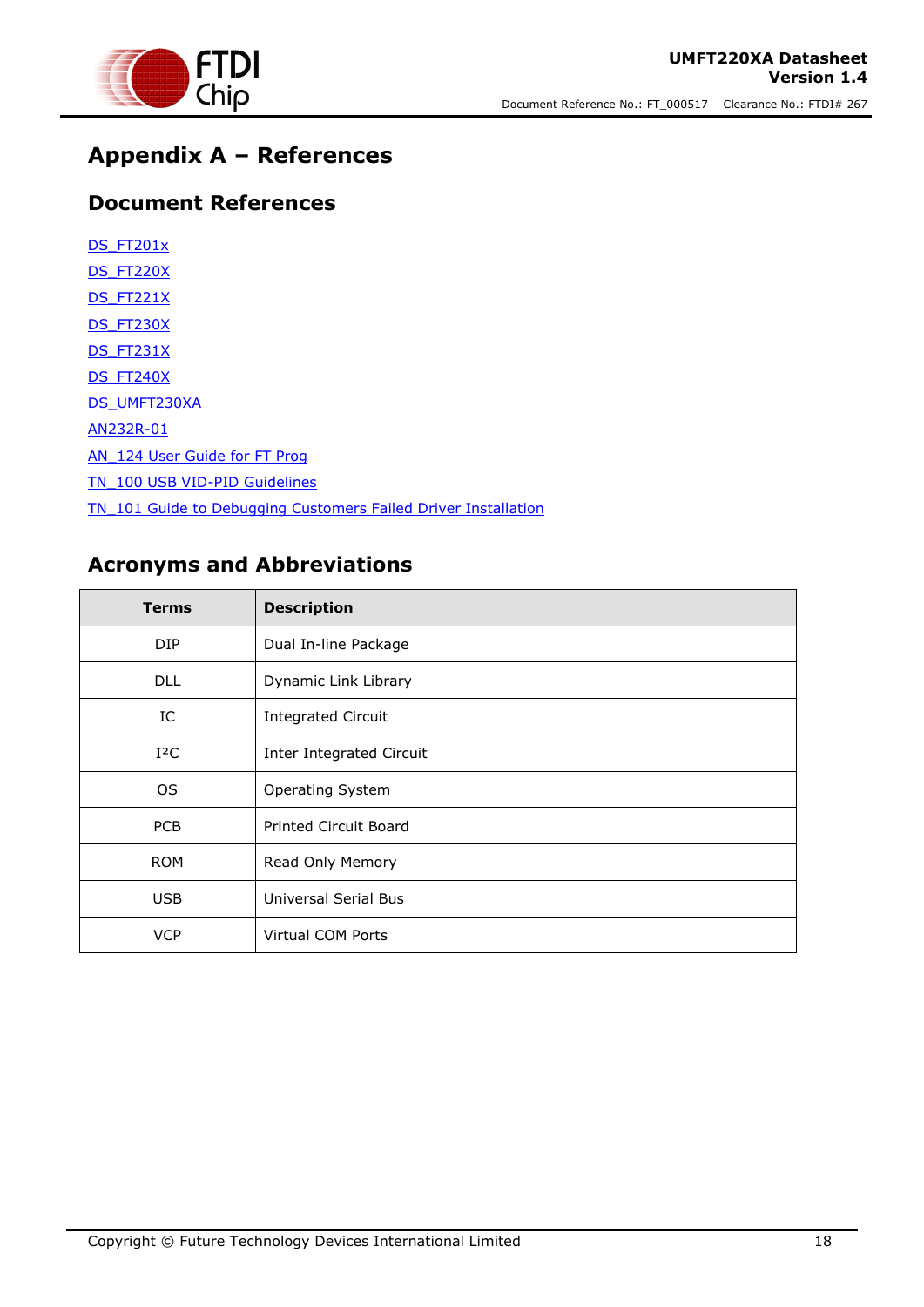# Appendix A – References

## Document References

DS_FT201x

DS_FT220X

DS_FT221X

DS_FT230X

DS_FT231X

DS_FT240X

DS_UMFT230XA

AN232R-01

AN_124 User Guide for FT Prog

TN_100 USB VID-PID Guidelines

TN_101 Guide to Debugging Customers Failed Driver Installation

## Acronyms and Abbreviations

| Terms | Description |
|---|---|
| DIP | Dual In-line Package |
| DLL | Dynamic Link Library |
| IC | Integrated Circuit |
| I²C | Inter Integrated Circuit |
| OS | Operating System |
| PCB | Printed Circuit Board |
| ROM | Read Only Memory |
| USB | Universal Serial Bus |
| VCP | Virtual COM Ports |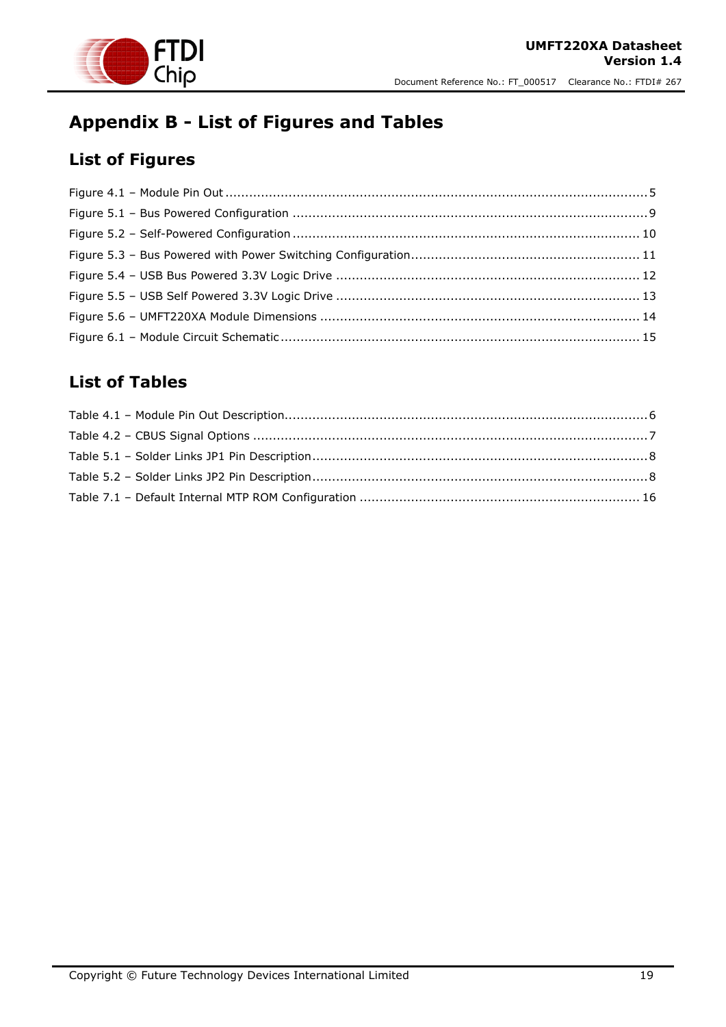# Appendix B - List of Figures and Tables

## List of Figures

Figure 4.1 – Module Pin Out ........................................................................................................ 5

Figure 5.1 – Bus Powered Configuration ........................................................................................ 9

Figure 5.2 – Self-Powered Configuration ....................................................................................... 10

Figure 5.3 – Bus Powered with Power Switching Configuration ......................................................... 11

Figure 5.4 – USB Bus Powered 3.3V Logic Drive ............................................................................ 12

Figure 5.5 – USB Self Powered 3.3V Logic Drive ............................................................................ 13

Figure 5.6 – UMFT220XA Module Dimensions ................................................................................ 14

Figure 6.1 – Module Circuit Schematic .......................................................................................... 15

## List of Tables

Table 4.1 – Module Pin Out Description .......................................................................................... 6

Table 4.2 – CBUS Signal Options ................................................................................................... 7

Table 5.1 – Solder Links JP1 Pin Description .................................................................................... 8

Table 5.2 – Solder Links JP2 Pin Description .................................................................................... 8

Table 7.1 – Default Internal MTP ROM Configuration ...................................................................... 16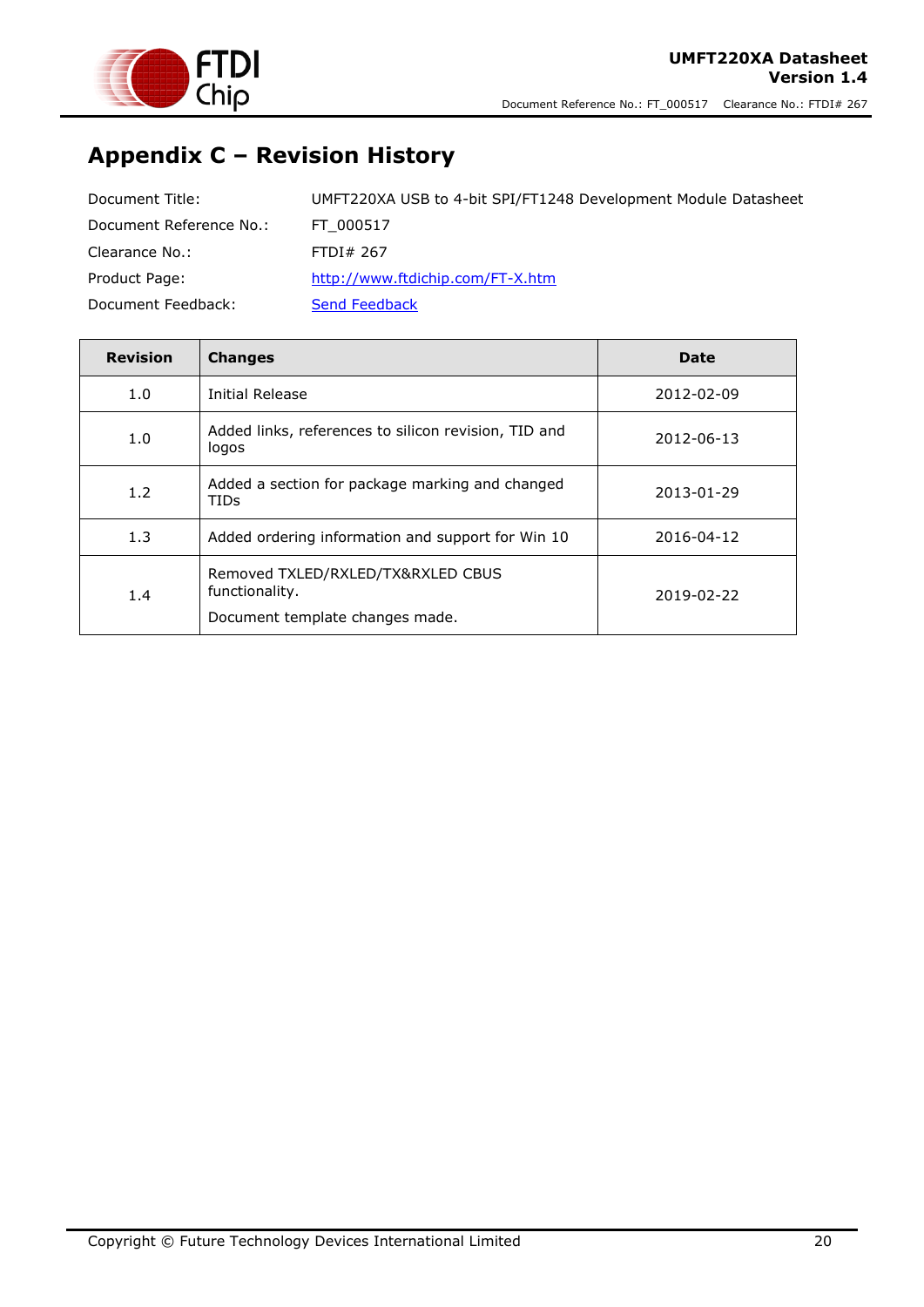# Appendix C – Revision History

| | |
|---|---|
| Document Title: | UMFT220XA USB to 4-bit SPI/FT1248 Development Module Datasheet |
| Document Reference No.: | FT_000517 |
| Clearance No.: | FTDI# 267 |
| Product Page: | [http://www.ftdichip.com/FT-X.htm](http://www.ftdichip.com/FT-X.htm) |
| Document Feedback: | Send Feedback |

| Revision | Changes | Date |
|---|---|---|
| 1.0 | Initial Release | 2012-02-09 |
| 1.0 | Added links, references to silicon revision, TID and logos | 2012-06-13 |
| 1.2 | Added a section for package marking and changed TIDs | 2013-01-29 |
| 1.3 | Added ordering information and support for Win 10 | 2016-04-12 |
| 1.4 | Removed TXLED/RXLED/TX&RXLED CBUS functionality.<br>Document template changes made. | 2019-02-22 |